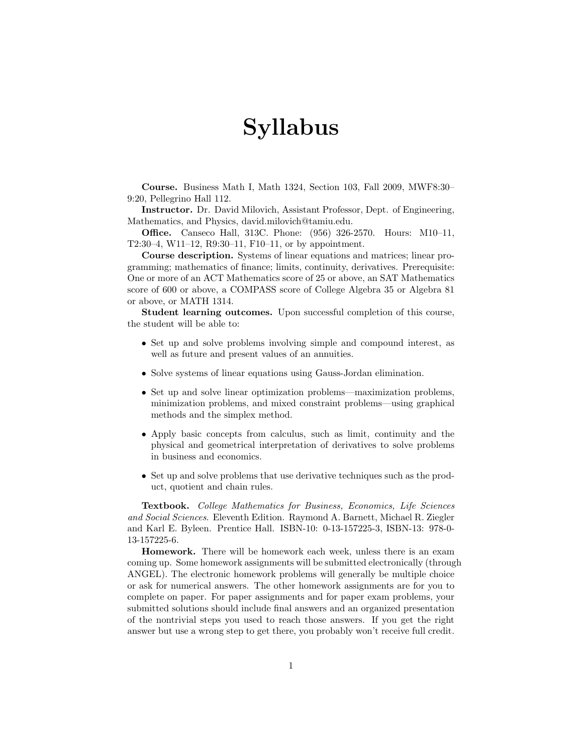# Syllabus

**Course.** Business Math I, Math 1324, Section 103, Fall 2009, MWF8:30–9:20, Pellegrino Hall 112.

**Instructor.** Dr. David Milovich, Assistant Professor, Dept. of Engineering, Mathematics, and Physics, david.milovich@tamiu.edu.

**Office.** Canseco Hall, 313C. Phone: (956) 326-2570. Hours: M10–11, T2:30–4, W11–12, R9:30–11, F10–11, or by appointment.

**Course description.** Systems of linear equations and matrices; linear programming; mathematics of finance; limits, continuity, derivatives. Prerequisite: One or more of an ACT Mathematics score of 25 or above, an SAT Mathematics score of 600 or above, a COMPASS score of College Algebra 35 or Algebra 81 or above, or MATH 1314.

**Student learning outcomes.** Upon successful completion of this course, the student will be able to:

- Set up and solve problems involving simple and compound interest, as well as future and present values of an annuities.
- Solve systems of linear equations using Gauss-Jordan elimination.
- Set up and solve linear optimization problems—maximization problems, minimization problems, and mixed constraint problems—using graphical methods and the simplex method.
- Apply basic concepts from calculus, such as limit, continuity and the physical and geometrical interpretation of derivatives to solve problems in business and economics.
- Set up and solve problems that use derivative techniques such as the product, quotient and chain rules.

**Textbook.** *College Mathematics for Business, Economics, Life Sciences and Social Sciences*. Eleventh Edition. Raymond A. Barnett, Michael R. Ziegler and Karl E. Byleen. Prentice Hall. ISBN-10: 0-13-157225-3, ISBN-13: 978-0-13-157225-6.

**Homework.** There will be homework each week, unless there is an exam coming up. Some homework assignments will be submitted electronically (through ANGEL). The electronic homework problems will generally be multiple choice or ask for numerical answers. The other homework assignments are for you to complete on paper. For paper assignments and for paper exam problems, your submitted solutions should include final answers and an organized presentation of the nontrivial steps you used to reach those answers. If you get the right answer but use a wrong step to get there, you probably won't receive full credit.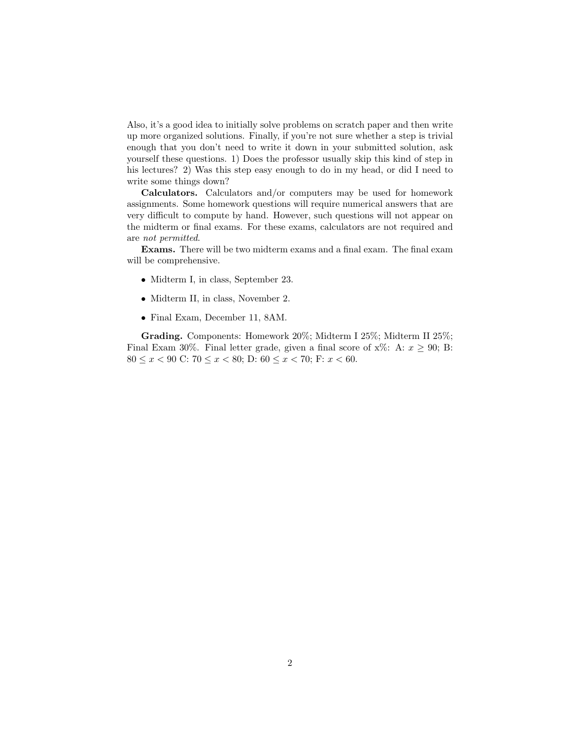Also, it's a good idea to initially solve problems on scratch paper and then write up more organized solutions. Finally, if you're not sure whether a step is trivial enough that you don't need to write it down in your submitted solution, ask yourself these questions. 1) Does the professor usually skip this kind of step in his lectures? 2) Was this step easy enough to do in my head, or did I need to write some things down?

**Calculators.** Calculators and/or computers may be used for homework assignments. Some homework questions will require numerical answers that are very difficult to compute by hand. However, such questions will not appear on the midterm or final exams. For these exams, calculators are not required and are *not permitted*.

**Exams.** There will be two midterm exams and a final exam. The final exam will be comprehensive.

- Midterm I, in class, September 23.
- Midterm II, in class, November 2.
- Final Exam, December 11, 8AM.

**Grading.** Components: Homework 20%; Midterm I 25%; Midterm II 25%; Final Exam 30%. Final letter grade, given a final score of x%: A: $x \geq 90$; B: $80 \leq x < 90$ C: $70 \leq x < 80$; D: $60 \leq x < 70$; F: $x < 60$.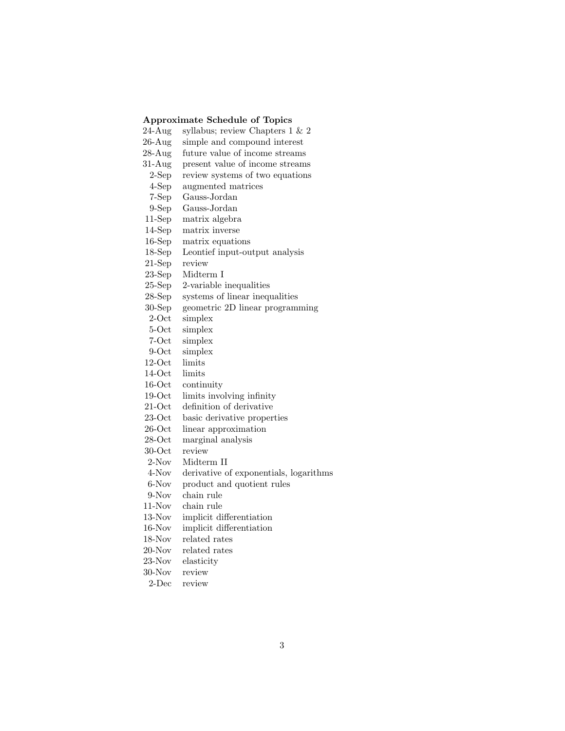**Approximate Schedule of Topics**

| | |
|---|---|
| 24-Aug | syllabus; review Chapters 1 & 2 |
| 26-Aug | simple and compound interest |
| 28-Aug | future value of income streams |
| 31-Aug | present value of income streams |
| 2-Sep | review systems of two equations |
| 4-Sep | augmented matrices |
| 7-Sep | Gauss-Jordan |
| 9-Sep | Gauss-Jordan |
| 11-Sep | matrix algebra |
| 14-Sep | matrix inverse |
| 16-Sep | matrix equations |
| 18-Sep | Leontief input-output analysis |
| 21-Sep | review |
| 23-Sep | Midterm I |
| 25-Sep | 2-variable inequalities |
| 28-Sep | systems of linear inequalities |
| 30-Sep | geometric 2D linear programming |
| 2-Oct | simplex |
| 5-Oct | simplex |
| 7-Oct | simplex |
| 9-Oct | simplex |
| 12-Oct | limits |
| 14-Oct | limits |
| 16-Oct | continuity |
| 19-Oct | limits involving infinity |
| 21-Oct | definition of derivative |
| 23-Oct | basic derivative properties |
| 26-Oct | linear approximation |
| 28-Oct | marginal analysis |
| 30-Oct | review |
| 2-Nov | Midterm II |
| 4-Nov | derivative of exponentials, logarithms |
| 6-Nov | product and quotient rules |
| 9-Nov | chain rule |
| 11-Nov | chain rule |
| 13-Nov | implicit differentiation |
| 16-Nov | implicit differentiation |
| 18-Nov | related rates |
| 20-Nov | related rates |
| 23-Nov | elasticity |
| 30-Nov | review |
| 2-Dec | review |